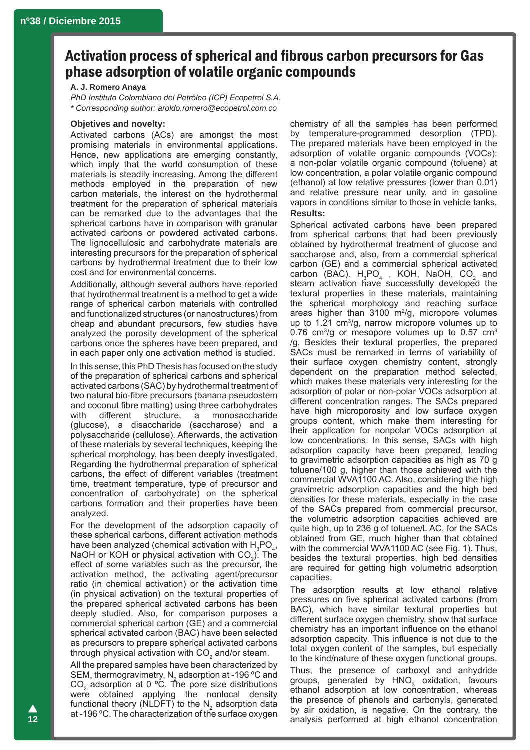# Activation process of spherical and fibrous carbon precursors for Gas phase adsorption of volatile organic compounds

**A. J. Romero Anaya**

*PhD Instituto Colombiano del Petróleo (ICP) Ecopetrol S.A.*

*\* Corresponding author: aroldo.romero@ecopetrol.com.co*

## Objetives and novelty:

Activated carbons (ACs) are amongst the most promising materials in environmental applications. Hence, new applications are emerging constantly, which imply that the world consumption of these materials is steadily increasing. Among the different methods employed in the preparation of new carbon materials, the interest on the hydrothermal treatment for the preparation of spherical materials can be remarked due to the advantages that the spherical carbons have in comparison with granular activated carbons or powdered activated carbons. The lignocellulosic and carbohydrate materials are interesting precursors for the preparation of spherical carbons by hydrothermal treatment due to their low cost and for environmental concerns.

Additionally, although several authors have reported that hydrothermal treatment is a method to get a wide range of spherical carbon materials with controlled and functionalized structures (or nanostructures) from cheap and abundant precursors, few studies have analyzed the porosity development of the spherical carbons once the spheres have been prepared, and in each paper only one activation method is studied.

In this sense, this PhD Thesis has focused on the study of the preparation of spherical carbons and spherical activated carbons (SAC) by hydrothermal treatment of two natural bio-fibre precursors (banana pseudostem and coconut fibre matting) using three carbohydrates with different structure, a monosaccharide (glucose), a disaccharide (saccharose) and a polysaccharide (cellulose). Afterwards, the activation of these materials by several techniques, keeping the spherical morphology, has been deeply investigated. Regarding the hydrothermal preparation of spherical carbons, the effect of different variables (treatment time, treatment temperature, type of precursor and concentration of carbohydrate) on the spherical carbons formation and their properties have been analyzed.

For the development of the adsorption capacity of these spherical carbons, different activation methods have been analyzed (chemical activation with $H_3PO_4$, NaOH or KOH or physical activation with $CO_2$). The effect of some variables such as the precursor, the activation method, the activating agent/precursor ratio (in chemical activation) or the activation time (in physical activation) on the textural properties of the prepared spherical activated carbons has been deeply studied. Also, for comparison purposes a commercial spherical carbon (GE) and a commercial spherical activated carbon (BAC) have been selected as precursors to prepare spherical activated carbons through physical activation with $CO_2$ and/or steam.

All the prepared samples have been characterized by SEM, thermogravimetry, $N_2$ adsorption at -196 ºC and $CO_2$ adsorption at 0 ºC. The pore size distributions were obtained applying the nonlocal density functional theory (NLDFT) to the $N_2$ adsorption data at -196 ºC. The characterization of the surface oxygen chemistry of all the samples has been performed by temperature-programmed desorption (TPD). The prepared materials have been employed in the adsorption of volatile organic compounds (VOCs): a non-polar volatile organic compound (toluene) at low concentration, a polar volatile organic compound (ethanol) at low relative pressures (lower than 0.01) and relative pressure near unity, and in gasoline vapors in conditions similar to those in vehicle tanks.

## Results:

Spherical activated carbons have been prepared from spherical carbons that had been previously obtained by hydrothermal treatment of glucose and saccharose and, also, from a commercial spherical carbon (GE) and a commercial spherical activated carbon (BAC). $H_3PO_4$ , KOH, NaOH, $CO_2$ and steam activation have successfully developed the textural properties in these materials, maintaining the spherical morphology and reaching surface areas higher than 3100 $m^2/g$, micropore volumes up to 1.21 $cm^3/g$, narrow micropore volumes up to 0.76 $cm^3/g$ or mesopore volumes up to 0.57 $cm^3/g$. Besides their textural properties, the prepared SACs must be remarked in terms of variability of their surface oxygen chemistry content, strongly dependent on the preparation method selected, which makes these materials very interesting for the adsorption of polar or non-polar VOCs adsorption at different concentration ranges. The SACs prepared have high microporosity and low surface oxygen groups content, which make them interesting for their application for nonpolar VOCs adsorption at low concentrations. In this sense, SACs with high adsorption capacity have been prepared, leading to gravimetric adsorption capacities as high as 70 g toluene/100 g, higher than those achieved with the commercial WVA1100 AC. Also, considering the high gravimetric adsorption capacities and the high bed densities for these materials, especially in the case of the SACs prepared from commercial precursor, the volumetric adsorption capacities achieved are quite high, up to 236 g of toluene/L AC, for the SACs obtained from GE, much higher than that obtained with the commercial WVA1100 AC (see Fig. 1). Thus, besides the textural properties, high bed densities are required for getting high volumetric adsorption capacities.

The adsorption results at low ethanol relative pressures on five spherical activated carbons (from BAC), which have similar textural properties but different surface oxygen chemistry, show that surface chemistry has an important influence on the ethanol adsorption capacity. This influence is not due to the total oxygen content of the samples, but especially to the kind/nature of these oxygen functional groups. Thus, the presence of carboxyl and anhydride groups, generated by $HNO_3$ oxidation, favours ethanol adsorption at low concentration, whereas the presence of phenols and carbonyls, generated by air oxidation, is negative. On the contrary, the analysis performed at high ethanol concentration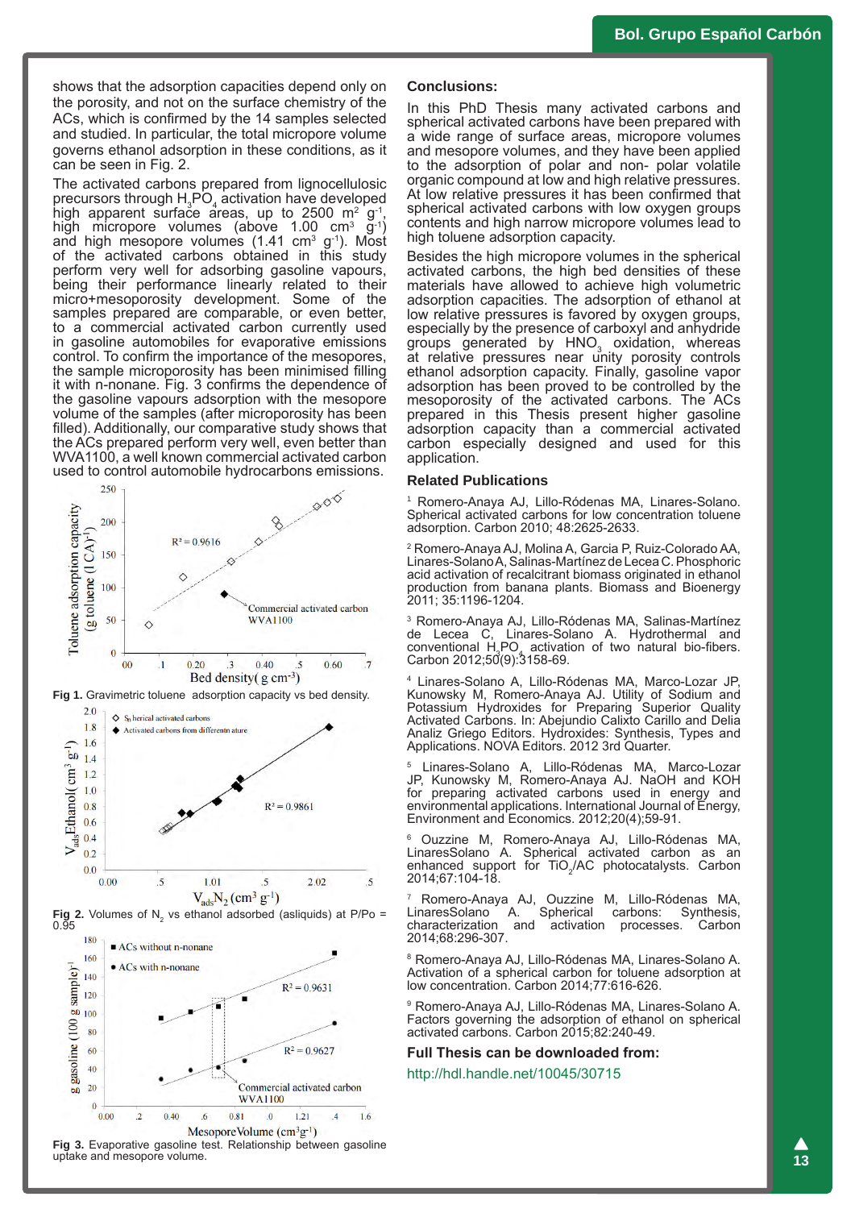shows that the adsorption capacities depend only on the porosity, and not on the surface chemistry of the ACs, which is confirmed by the 14 samples selected and studied. In particular, the total micropore volume governs ethanol adsorption in these conditions, as it can be seen in Fig. 2.

The activated carbons prepared from lignocellulosic precursors through $H_3PO_4$ activation have developed high apparent surface areas, up to 2500 $m^2\ g^{-1}$, high micropore volumes (above 1.00 $cm^3\ g^{-1}$) and high mesopore volumes (1.41 $cm^3\ g^{-1}$). Most of the activated carbons obtained in this study perform very well for adsorbing gasoline vapours, being their performance linearly related to their micro+mesoporosity development. Some of the samples prepared are comparable, or even better, to a commercial activated carbon currently used in gasoline automobiles for evaporative emissions control. To confirm the importance of the mesopores, the sample microporosity has been minimised filling it with n-nonane. Fig. 3 confirms the dependence of the gasoline vapours adsorption with the mesopore volume of the samples (after microporosity has been filled). Additionally, our comparative study shows that the ACs prepared perform very well, even better than WVA1100, a well known commercial activated carbon used to control automobile hydrocarbons emissions.

Toluene adsorption capacity (g toluene (l CA)$^{-1}$)
250
200
150
100
50
0
$R^2 = 0.9616$
Commercial activated carbon WVA1100
00 .1 0.20 .3 0.40 .5 0.60 .7
Bed density( g cm$^{-3}$)

**Fig 1.** Gravimetric toluene adsorption capacity vs bed density.

Spherical activated carbons
Activated carbons from differentn ature
$V_{ads}$Ethanol( cm$^3$ g$^{-1}$)
2.0
1.8
1.6
1.4
1.2
1.0
0.8
0.6
0.4
0.2
0.0
$R^2 = 0.9861$
0.00 .5 1.01 .5 2.02 .5
$V_{ads}N_2$ (cm$^3$ g$^{-1}$)

**Fig 2.** Volumes of $N_2$ vs ethanol adsorbed (asliquids) at P/Po = 0.95

ACs without n-nonane
ACs with n-nonane
g gasoline (100 g sample)$^{-1}$
180
160
140
120
100
80
60
40
20
0
$R^2 = 0.9631$
$R^2 = 0.9627$
Commercial activated carbon WVA1100
0.00 .2 0.40 .6 0.81 .0 1.21 .4 1.6
MesoporeVolume (cm$^3$g$^{-1}$)

**Fig 3.** Evaporative gasoline test. Relationship between gasoline uptake and mesopore volume.

## Conclusions:

In this PhD Thesis many activated carbons and spherical activated carbons have been prepared with a wide range of surface areas, micropore volumes and mesopore volumes, and they have been applied to the adsorption of polar and non- polar volatile organic compound at low and high relative pressures. At low relative pressures it has been confirmed that spherical activated carbons with low oxygen groups contents and high narrow micropore volumes lead to high toluene adsorption capacity.

Besides the high micropore volumes in the spherical activated carbons, the high bed densities of these materials have allowed to achieve high volumetric adsorption capacities. The adsorption of ethanol at low relative pressures is favored by oxygen groups, especially by the presence of carboxyl and anhydride groups generated by $HNO_3$ oxidation, whereas at relative pressures near unity porosity controls ethanol adsorption capacity. Finally, gasoline vapor adsorption has been proved to be controlled by the mesoporosity of the activated carbons. The ACs prepared in this Thesis present higher gasoline adsorption capacity than a commercial activated carbon especially designed and used for this application.

## Related Publications

[1] Romero-Anaya AJ, Lillo-Ródenas MA, Linares-Solano. Spherical activated carbons for low concentration toluene adsorption. Carbon 2010; 48:2625-2633.

[2] Romero-Anaya AJ, Molina A, Garcia P, Ruiz-Colorado AA, Linares-Solano A, Salinas-Martínez de Lecea C. Phosphoric acid activation of recalcitrant biomass originated in ethanol production from banana plants. Biomass and Bioenergy 2011; 35:1196-1204.

[3] Romero-Anaya AJ, Lillo-Ródenas MA, Salinas-Martínez de Lecea C, Linares-Solano A. Hydrothermal and conventional $H_3PO_4$ activation of two natural bio-fibers. Carbon 2012;50(9):3158-69.

[4] Linares-Solano A, Lillo-Ródenas MA, Marco-Lozar JP, Kunowsky M, Romero-Anaya AJ. Utility of Sodium and Potassium Hydroxides for Preparing Superior Quality Activated Carbons. In: Abejundio Calixto Carillo and Delia Analiz Griego Editors. Hydroxides: Synthesis, Types and Applications. NOVA Editors. 2012 3rd Quarter.

[5] Linares-Solano A, Lillo-Ródenas MA, Marco-Lozar JP, Kunowsky M, Romero-Anaya AJ. NaOH and KOH for preparing activated carbons used in energy and environmental applications. International Journal of Energy, Environment and Economics. 2012;20(4);59-91.

[6] Ouzzine M, Romero-Anaya AJ, Lillo-Ródenas MA, LinaresSolano A. Spherical activated carbon as an enhanced support for $TiO_2$/AC photocatalysts. Carbon 2014;67:104-18.

[7] Romero-Anaya AJ, Ouzzine M, Lillo-Ródenas MA, LinaresSolano A. Spherical carbons: Synthesis, characterization and activation processes. Carbon 2014;68:296-307.

[8] Romero-Anaya AJ, Lillo-Ródenas MA, Linares-Solano A. Activation of a spherical carbon for toluene adsorption at low concentration. Carbon 2014;77:616-626.

[9] Romero-Anaya AJ, Lillo-Ródenas MA, Linares-Solano A. Factors governing the adsorption of ethanol on spherical activated carbons. Carbon 2015;82:240-49.

**Full Thesis can be downloaded from:**

http://hdl.handle.net/10045/30715